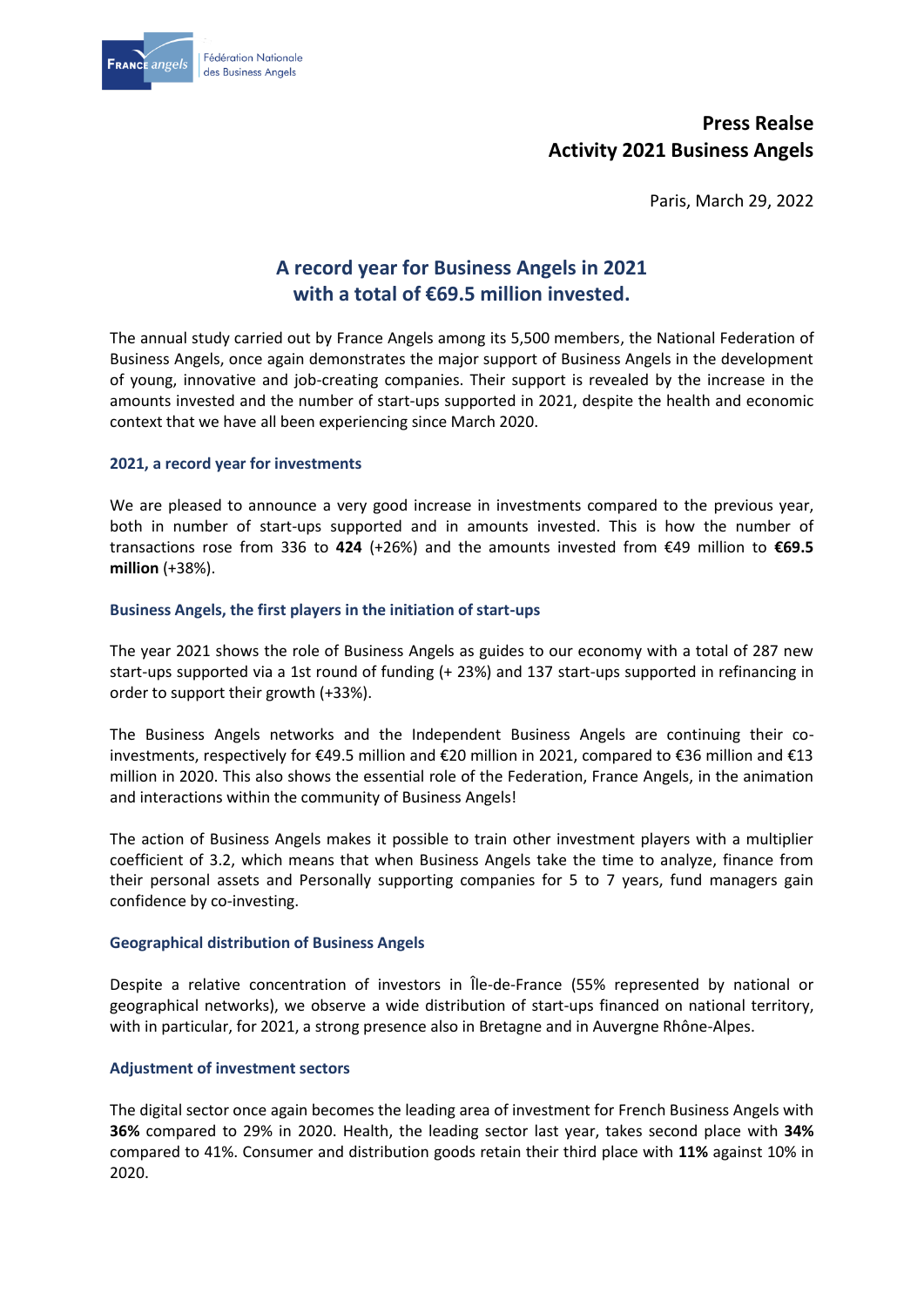France angels — Fédération Nationale des Business Angels

**Press Realse**
**Activity 2021 Business Angels**

Paris, March 29, 2022

# A record year for Business Angels in 2021 with a total of €69.5 million invested.

The annual study carried out by France Angels among its 5,500 members, the National Federation of Business Angels, once again demonstrates the major support of Business Angels in the development of young, innovative and job-creating companies. Their support is revealed by the increase in the amounts invested and the number of start-ups supported in 2021, despite the health and economic context that we have all been experiencing since March 2020.

## 2021, a record year for investments

We are pleased to announce a very good increase in investments compared to the previous year, both in number of start-ups supported and in amounts invested. This is how the number of transactions rose from 336 to **424** (+26%) and the amounts invested from €49 million to **€69.5 million** (+38%).

## Business Angels, the first players in the initiation of start-ups

The year 2021 shows the role of Business Angels as guides to our economy with a total of 287 new start-ups supported via a 1st round of funding (+ 23%) and 137 start-ups supported in refinancing in order to support their growth (+33%).

The Business Angels networks and the Independent Business Angels are continuing their co-investments, respectively for €49.5 million and €20 million in 2021, compared to €36 million and €13 million in 2020. This also shows the essential role of the Federation, France Angels, in the animation and interactions within the community of Business Angels!

The action of Business Angels makes it possible to train other investment players with a multiplier coefficient of 3.2, which means that when Business Angels take the time to analyze, finance from their personal assets and Personally supporting companies for 5 to 7 years, fund managers gain confidence by co-investing.

## Geographical distribution of Business Angels

Despite a relative concentration of investors in Île-de-France (55% represented by national or geographical networks), we observe a wide distribution of start-ups financed on national territory, with in particular, for 2021, a strong presence also in Bretagne and in Auvergne Rhône-Alpes.

## Adjustment of investment sectors

The digital sector once again becomes the leading area of investment for French Business Angels with **36%** compared to 29% in 2020. Health, the leading sector last year, takes second place with **34%** compared to 41%. Consumer and distribution goods retain their third place with **11%** against 10% in 2020.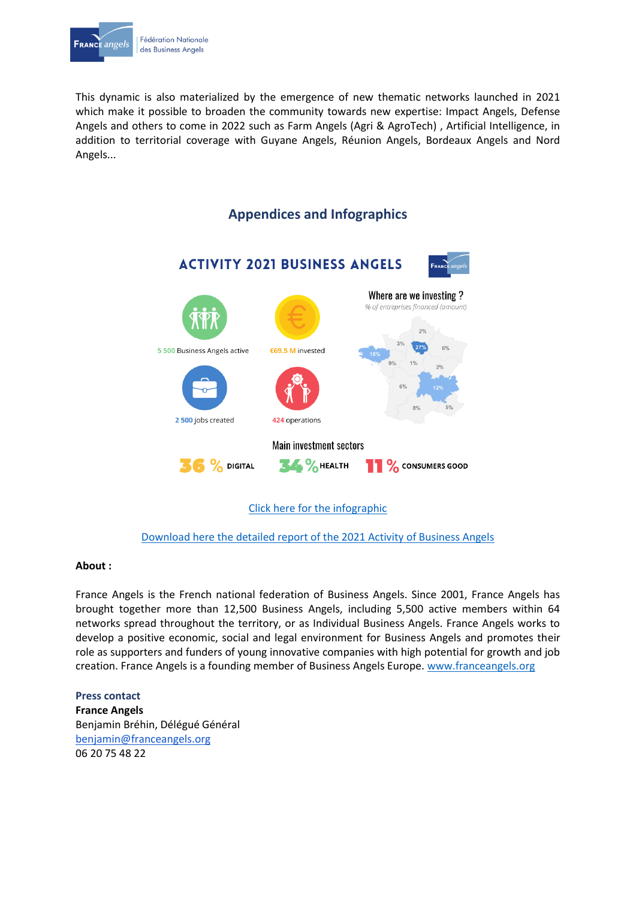This dynamic is also materialized by the emergence of new thematic networks launched in 2021 which make it possible to broaden the community towards new expertise: Impact Angels, Defense Angels and others to come in 2022 such as Farm Angels (Agri & AgroTech) , Artificial Intelligence, in addition to territorial coverage with Guyane Angels, Réunion Angels, Bordeaux Angels and Nord Angels...

## Appendices and Infographics

ACTIVITY 2021 BUSINESS ANGELS

5 500 Business Angels active

€69.5 M invested

2 500 jobs created

424 operations

Where are we investing ?

% of entreprises financed (amount)

2%
3%
27%
6%
18%
9%
1%
3%
6%
12%
8%
5%

Main investment sectors

36 % DIGITAL

34 % HEALTH

11 % CONSUMERS GOOD

[Click here for the infographic]

[Download here the detailed report of the 2021 Activity of Business Angels]

**About :**

France Angels is the French national federation of Business Angels. Since 2001, France Angels has brought together more than 12,500 Business Angels, including 5,500 active members within 64 networks spread throughout the territory, or as Individual Business Angels. France Angels works to develop a positive economic, social and legal environment for Business Angels and promotes their role as supporters and funders of young innovative companies with high potential for growth and job creation. France Angels is a founding member of Business Angels Europe. www.franceangels.org

**Press contact**
**France Angels**
Benjamin Bréhin, Délégué Général
benjamin@franceangels.org
06 20 75 48 22